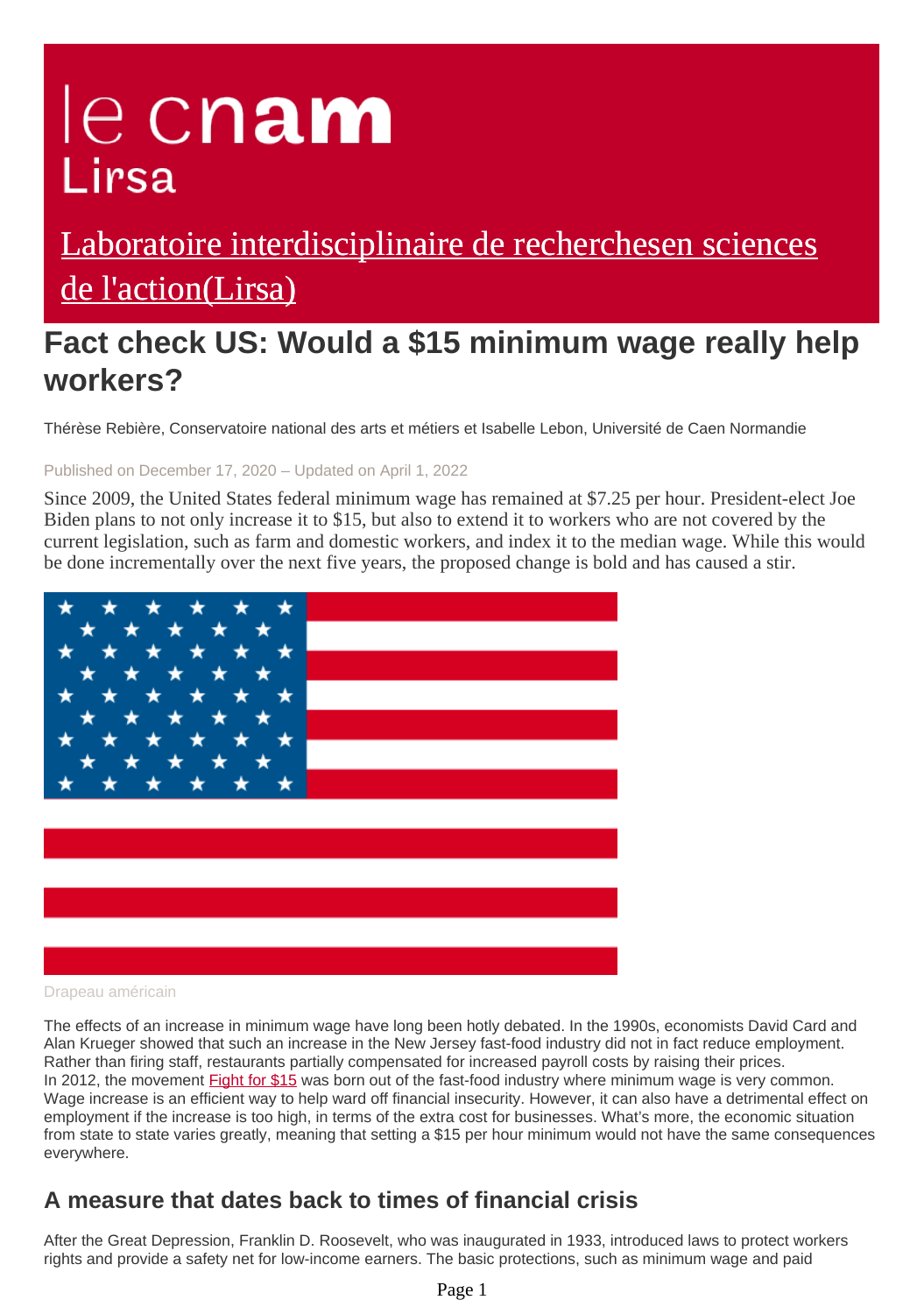# le cnam Lirsa

[Laboratoire interdisciplinaire de recherchesen sciences de l'action(Lirsa)]

# Fact check US: Would a $15 minimum wage really help workers?

Thérèse Rebière, Conservatoire national des arts et métiers et Isabelle Lebon, Université de Caen Normandie

Published on December 17, 2020 – Updated on April 1, 2022

Since 2009, the United States federal minimum wage has remained at $7.25 per hour. President-elect Joe Biden plans to not only increase it to $15, but also to extend it to workers who are not covered by the current legislation, such as farm and domestic workers, and index it to the median wage. While this would be done incrementally over the next five years, the proposed change is bold and has caused a stir.

Drapeau américain

The effects of an increase in minimum wage have long been hotly debated. In the 1990s, economists David Card and Alan Krueger showed that such an increase in the New Jersey fast-food industry did not in fact reduce employment. Rather than firing staff, restaurants partially compensated for increased payroll costs by raising their prices.
In 2012, the movement [Fight for $15] was born out of the fast-food industry where minimum wage is very common. Wage increase is an efficient way to help ward off financial insecurity. However, it can also have a detrimental effect on employment if the increase is too high, in terms of the extra cost for businesses. What's more, the economic situation from state to state varies greatly, meaning that setting a $15 per hour minimum would not have the same consequences everywhere.

## A measure that dates back to times of financial crisis

After the Great Depression, Franklin D. Roosevelt, who was inaugurated in 1933, introduced laws to protect workers rights and provide a safety net for low-income earners. The basic protections, such as minimum wage and paid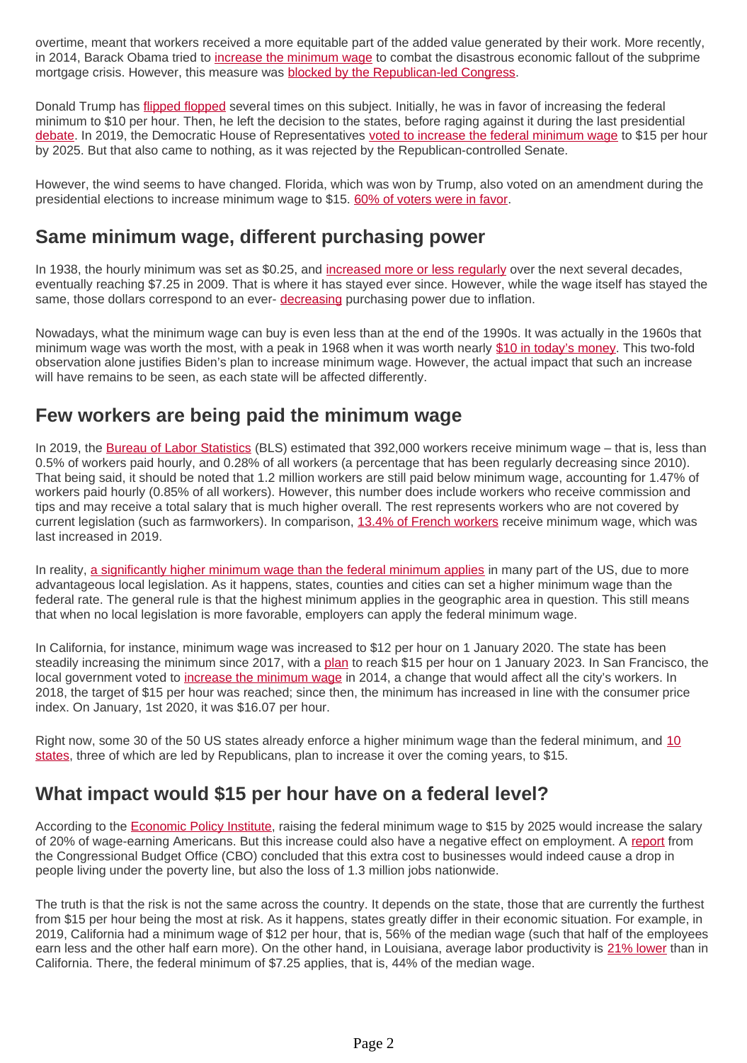overtime, meant that workers received a more equitable part of the added value generated by their work. More recently, in 2014, Barack Obama tried to increase the minimum wage to combat the disastrous economic fallout of the subprime mortgage crisis. However, this measure was blocked by the Republican-led Congress.

Donald Trump has flipped flopped several times on this subject. Initially, he was in favor of increasing the federal minimum to $10 per hour. Then, he left the decision to the states, before raging against it during the last presidential debate. In 2019, the Democratic House of Representatives voted to increase the federal minimum wage to $15 per hour by 2025. But that also came to nothing, as it was rejected by the Republican-controlled Senate.

However, the wind seems to have changed. Florida, which was won by Trump, also voted on an amendment during the presidential elections to increase minimum wage to $15. 60% of voters were in favor.

## Same minimum wage, different purchasing power

In 1938, the hourly minimum was set as $0.25, and increased more or less regularly over the next several decades, eventually reaching $7.25 in 2009. That is where it has stayed ever since. However, while the wage itself has stayed the same, those dollars correspond to an ever- decreasing purchasing power due to inflation.

Nowadays, what the minimum wage can buy is even less than at the end of the 1990s. It was actually in the 1960s that minimum wage was worth the most, with a peak in 1968 when it was worth nearly $10 in today's money. This two-fold observation alone justifies Biden's plan to increase minimum wage. However, the actual impact that such an increase will have remains to be seen, as each state will be affected differently.

## Few workers are being paid the minimum wage

In 2019, the Bureau of Labor Statistics (BLS) estimated that 392,000 workers receive minimum wage – that is, less than 0.5% of workers paid hourly, and 0.28% of all workers (a percentage that has been regularly decreasing since 2010). That being said, it should be noted that 1.2 million workers are still paid below minimum wage, accounting for 1.47% of workers paid hourly (0.85% of all workers). However, this number does include workers who receive commission and tips and may receive a total salary that is much higher overall. The rest represents workers who are not covered by current legislation (such as farmworkers). In comparison, 13.4% of French workers receive minimum wage, which was last increased in 2019.

In reality, a significantly higher minimum wage than the federal minimum applies in many part of the US, due to more advantageous local legislation. As it happens, states, counties and cities can set a higher minimum wage than the federal rate. The general rule is that the highest minimum applies in the geographic area in question. This still means that when no local legislation is more favorable, employers can apply the federal minimum wage.

In California, for instance, minimum wage was increased to $12 per hour on 1 January 2020. The state has been steadily increasing the minimum since 2017, with a plan to reach $15 per hour on 1 January 2023. In San Francisco, the local government voted to increase the minimum wage in 2014, a change that would affect all the city's workers. In 2018, the target of $15 per hour was reached; since then, the minimum has increased in line with the consumer price index. On January, 1st 2020, it was $16.07 per hour.

Right now, some 30 of the 50 US states already enforce a higher minimum wage than the federal minimum, and 10 states, three of which are led by Republicans, plan to increase it over the coming years, to $15.

## What impact would $15 per hour have on a federal level?

According to the Economic Policy Institute, raising the federal minimum wage to $15 by 2025 would increase the salary of 20% of wage-earning Americans. But this increase could also have a negative effect on employment. A report from the Congressional Budget Office (CBO) concluded that this extra cost to businesses would indeed cause a drop in people living under the poverty line, but also the loss of 1.3 million jobs nationwide.

The truth is that the risk is not the same across the country. It depends on the state, those that are currently the furthest from $15 per hour being the most at risk. As it happens, states greatly differ in their economic situation. For example, in 2019, California had a minimum wage of $12 per hour, that is, 56% of the median wage (such that half of the employees earn less and the other half earn more). On the other hand, in Louisiana, average labor productivity is 21% lower than in California. There, the federal minimum of $7.25 applies, that is, 44% of the median wage.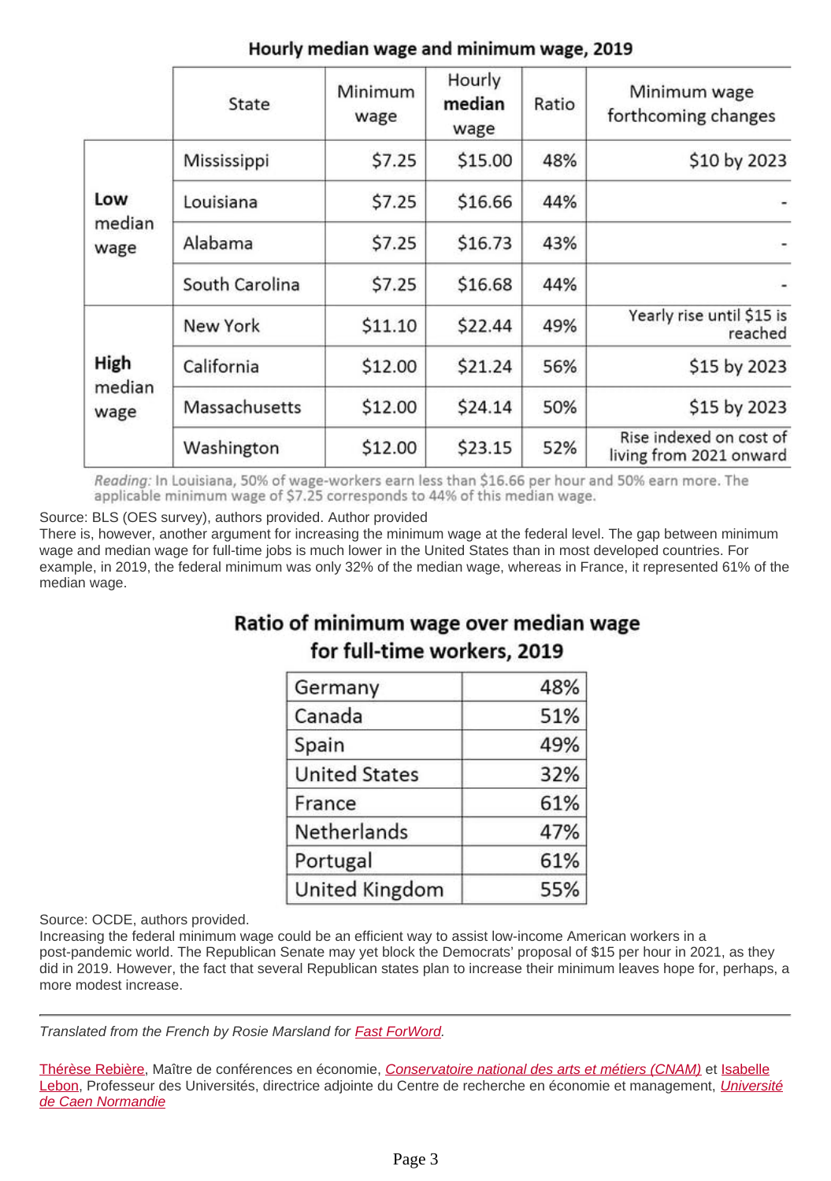**Hourly median wage and minimum wage, 2019**

| | State | Minimum wage | Hourly **median** wage | Ratio | Minimum wage forthcoming changes |
|---|---|---|---|---|---|
| **Low** median wage | Mississippi | $7.25 | $15.00 | 48% | $10 by 2023 |
| | Louisiana | $7.25 | $16.66 | 44% | - |
| | Alabama | $7.25 | $16.73 | 43% | - |
| | South Carolina | $7.25 | $16.68 | 44% | - |
| **High** median wage | New York | $11.10 | $22.44 | 49% | Yearly rise until $15 is reached |
| | California | $12.00 | $21.24 | 56% | $15 by 2023 |
| | Massachusetts | $12.00 | $24.14 | 50% | $15 by 2023 |
| | Washington | $12.00 | $23.15 | 52% | Rise indexed on cost of living from 2021 onward |

*Reading:* In Louisiana, 50% of wage-workers earn less than $16.66 per hour and 50% earn more. The applicable minimum wage of $7.25 corresponds to 44% of this median wage.

Source: BLS (OES survey), authors provided. Author provided

There is, however, another argument for increasing the minimum wage at the federal level. The gap between minimum wage and median wage for full-time jobs is much lower in the United States than in most developed countries. For example, in 2019, the federal minimum was only 32% of the median wage, whereas in France, it represented 61% of the median wage.

**Ratio of minimum wage over median wage for full-time workers, 2019**

| Country | Ratio |
|---|---|
| Germany | 48% |
| Canada | 51% |
| Spain | 49% |
| United States | 32% |
| France | 61% |
| Netherlands | 47% |
| Portugal | 61% |
| United Kingdom | 55% |

Source: OCDE, authors provided.

Increasing the federal minimum wage could be an efficient way to assist low-income American workers in a post-pandemic world. The Republican Senate may yet block the Democrats' proposal of $15 per hour in 2021, as they did in 2019. However, the fact that several Republican states plan to increase their minimum leaves hope for, perhaps, a more modest increase.

---

*Translated from the French by Rosie Marsland for Fast ForWord.*

Thérèse Rebière, Maître de conférences en économie, *Conservatoire national des arts et métiers (CNAM)* et Isabelle Lebon, Professeur des Universités, directrice adjointe du Centre de recherche en économie et management, *Université de Caen Normandie*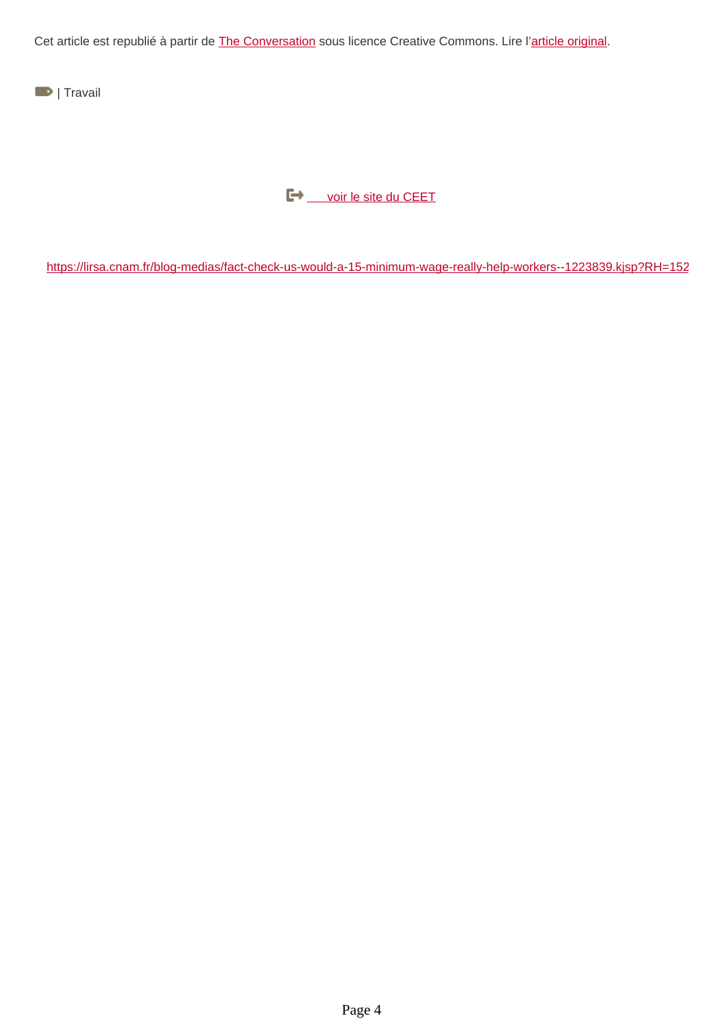Cet article est republié à partir de [The Conversation](#) sous licence Creative Commons. Lire l'[article original](#).

| Travail

[voir le site du CEET](#)

[https://lirsa.cnam.fr/blog-medias/fact-check-us-would-a-15-minimum-wage-really-help-workers--1223839.kjsp?RH=152](https://lirsa.cnam.fr/blog-medias/fact-check-us-would-a-15-minimum-wage-really-help-workers--1223839.kjsp?RH=152)